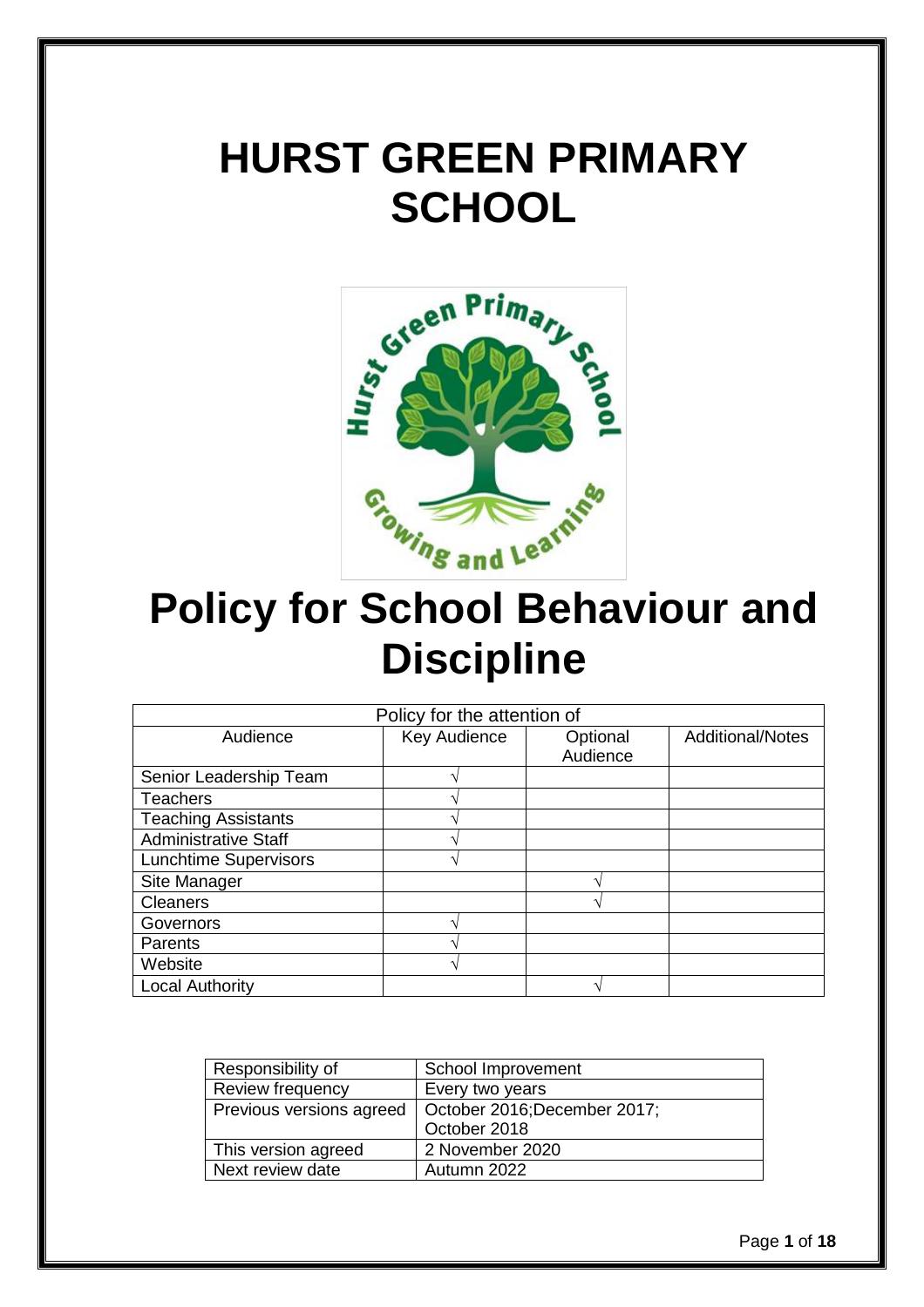# HURST GREEN PRIMARY SCHOOL

# Policy for School Behaviour and Discipline

| Policy for the attention of | | | |
|---|---|---|---|
| Audience | Key Audience | Optional Audience | Additional/Notes |
| Senior Leadership Team | √ | | |
| Teachers | √ | | |
| Teaching Assistants | √ | | |
| Administrative Staff | √ | | |
| Lunchtime Supervisors | √ | | |
| Site Manager | | √ | |
| Cleaners | | √ | |
| Governors | √ | | |
| Parents | √ | | |
| Website | √ | | |
| Local Authority | | √ | |

| Responsibility of | School Improvement |
|---|---|
| Review frequency | Every two years |
| Previous versions agreed | October 2016;December 2017; October 2018 |
| This version agreed | 2 November 2020 |
| Next review date | Autumn 2022 |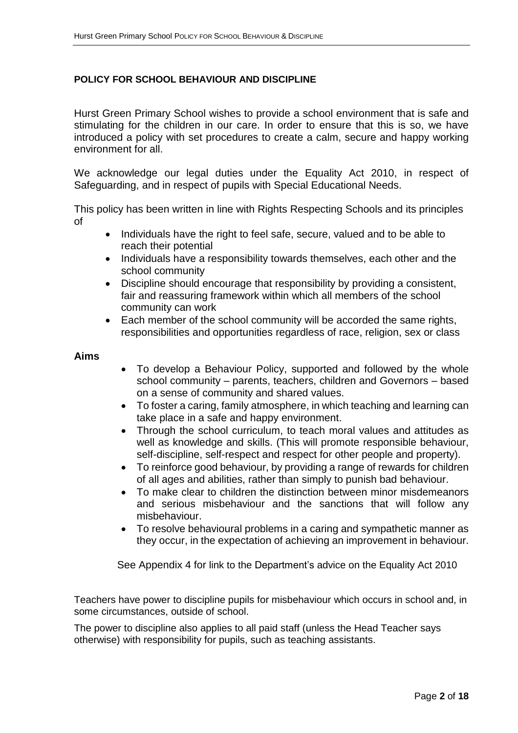**POLICY FOR SCHOOL BEHAVIOUR AND DISCIPLINE**

Hurst Green Primary School wishes to provide a school environment that is safe and stimulating for the children in our care. In order to ensure that this is so, we have introduced a policy with set procedures to create a calm, secure and happy working environment for all.

We acknowledge our legal duties under the Equality Act 2010, in respect of Safeguarding, and in respect of pupils with Special Educational Needs.

This policy has been written in line with Rights Respecting Schools and its principles of

- Individuals have the right to feel safe, secure, valued and to be able to reach their potential
- Individuals have a responsibility towards themselves, each other and the school community
- Discipline should encourage that responsibility by providing a consistent, fair and reassuring framework within which all members of the school community can work
- Each member of the school community will be accorded the same rights, responsibilities and opportunities regardless of race, religion, sex or class

**Aims**

- To develop a Behaviour Policy, supported and followed by the whole school community – parents, teachers, children and Governors – based on a sense of community and shared values.
- To foster a caring, family atmosphere, in which teaching and learning can take place in a safe and happy environment.
- Through the school curriculum, to teach moral values and attitudes as well as knowledge and skills. (This will promote responsible behaviour, self-discipline, self-respect and respect for other people and property).
- To reinforce good behaviour, by providing a range of rewards for children of all ages and abilities, rather than simply to punish bad behaviour.
- To make clear to children the distinction between minor misdemeanors and serious misbehaviour and the sanctions that will follow any misbehaviour.
- To resolve behavioural problems in a caring and sympathetic manner as they occur, in the expectation of achieving an improvement in behaviour.

See Appendix 4 for link to the Department's advice on the Equality Act 2010

Teachers have power to discipline pupils for misbehaviour which occurs in school and, in some circumstances, outside of school.

The power to discipline also applies to all paid staff (unless the Head Teacher says otherwise) with responsibility for pupils, such as teaching assistants.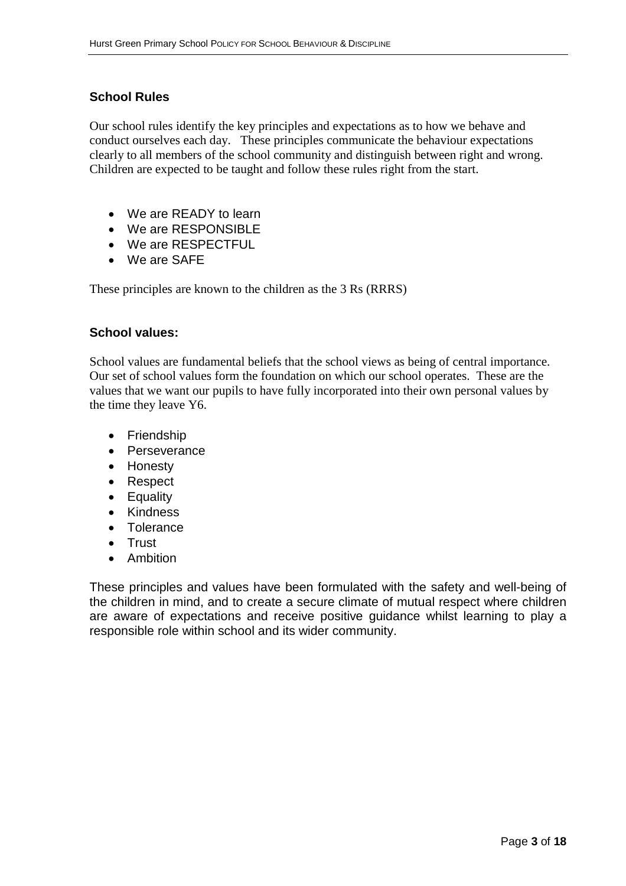## School Rules

Our school rules identify the key principles and expectations as to how we behave and conduct ourselves each day. These principles communicate the behaviour expectations clearly to all members of the school community and distinguish between right and wrong. Children are expected to be taught and follow these rules right from the start.

- We are READY to learn
- We are RESPONSIBLE
- We are RESPECTFUL
- We are SAFE

These principles are known to the children as the 3 Rs (RRRS)

## School values:

School values are fundamental beliefs that the school views as being of central importance. Our set of school values form the foundation on which our school operates. These are the values that we want our pupils to have fully incorporated into their own personal values by the time they leave Y6.

- Friendship
- Perseverance
- Honesty
- Respect
- Equality
- Kindness
- Tolerance
- Trust
- Ambition

These principles and values have been formulated with the safety and well-being of the children in mind, and to create a secure climate of mutual respect where children are aware of expectations and receive positive guidance whilst learning to play a responsible role within school and its wider community.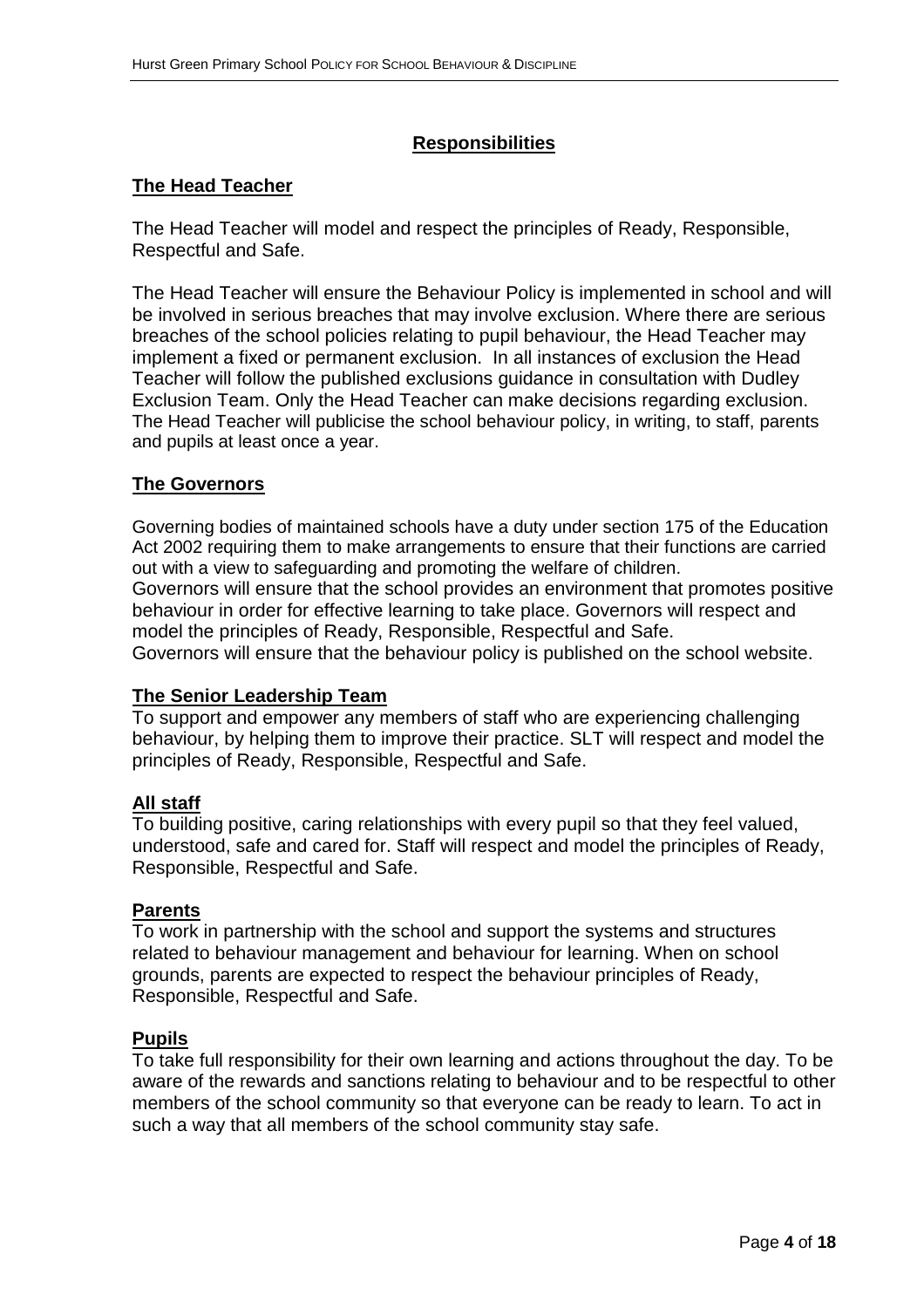## Responsibilities

### The Head Teacher

The Head Teacher will model and respect the principles of Ready, Responsible, Respectful and Safe.

The Head Teacher will ensure the Behaviour Policy is implemented in school and will be involved in serious breaches that may involve exclusion. Where there are serious breaches of the school policies relating to pupil behaviour, the Head Teacher may implement a fixed or permanent exclusion. In all instances of exclusion the Head Teacher will follow the published exclusions guidance in consultation with Dudley Exclusion Team. Only the Head Teacher can make decisions regarding exclusion. The Head Teacher will publicise the school behaviour policy, in writing, to staff, parents and pupils at least once a year.

### The Governors

Governing bodies of maintained schools have a duty under section 175 of the Education Act 2002 requiring them to make arrangements to ensure that their functions are carried out with a view to safeguarding and promoting the welfare of children.
Governors will ensure that the school provides an environment that promotes positive behaviour in order for effective learning to take place. Governors will respect and model the principles of Ready, Responsible, Respectful and Safe.
Governors will ensure that the behaviour policy is published on the school website.

### The Senior Leadership Team

To support and empower any members of staff who are experiencing challenging behaviour, by helping them to improve their practice. SLT will respect and model the principles of Ready, Responsible, Respectful and Safe.

### All staff

To building positive, caring relationships with every pupil so that they feel valued, understood, safe and cared for. Staff will respect and model the principles of Ready, Responsible, Respectful and Safe.

### Parents

To work in partnership with the school and support the systems and structures related to behaviour management and behaviour for learning. When on school grounds, parents are expected to respect the behaviour principles of Ready, Responsible, Respectful and Safe.

### Pupils

To take full responsibility for their own learning and actions throughout the day. To be aware of the rewards and sanctions relating to behaviour and to be respectful to other members of the school community so that everyone can be ready to learn. To act in such a way that all members of the school community stay safe.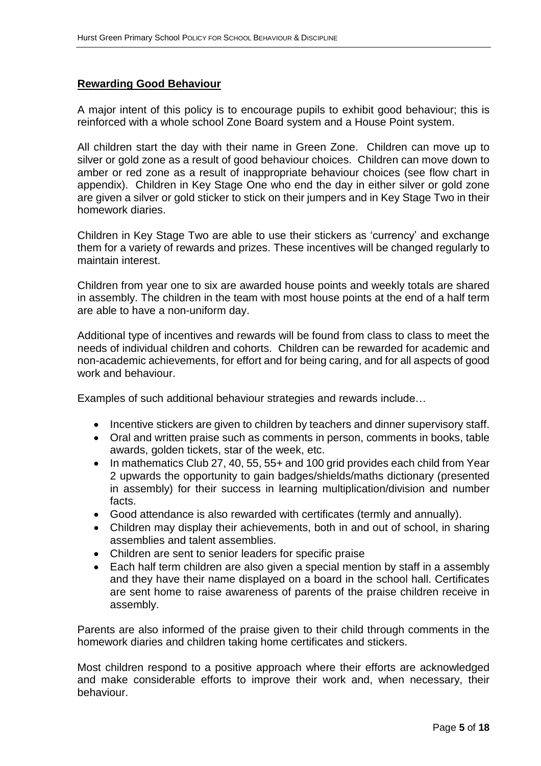## **Rewarding Good Behaviour**

A major intent of this policy is to encourage pupils to exhibit good behaviour; this is reinforced with a whole school Zone Board system and a House Point system.

All children start the day with their name in Green Zone. Children can move up to silver or gold zone as a result of good behaviour choices. Children can move down to amber or red zone as a result of inappropriate behaviour choices (see flow chart in appendix). Children in Key Stage One who end the day in either silver or gold zone are given a silver or gold sticker to stick on their jumpers and in Key Stage Two in their homework diaries.

Children in Key Stage Two are able to use their stickers as 'currency' and exchange them for a variety of rewards and prizes. These incentives will be changed regularly to maintain interest.

Children from year one to six are awarded house points and weekly totals are shared in assembly. The children in the team with most house points at the end of a half term are able to have a non-uniform day.

Additional type of incentives and rewards will be found from class to class to meet the needs of individual children and cohorts. Children can be rewarded for academic and non-academic achievements, for effort and for being caring, and for all aspects of good work and behaviour.

Examples of such additional behaviour strategies and rewards include…

- Incentive stickers are given to children by teachers and dinner supervisory staff.
- Oral and written praise such as comments in person, comments in books, table awards, golden tickets, star of the week, etc.
- In mathematics Club 27, 40, 55, 55+ and 100 grid provides each child from Year 2 upwards the opportunity to gain badges/shields/maths dictionary (presented in assembly) for their success in learning multiplication/division and number facts.
- Good attendance is also rewarded with certificates (termly and annually).
- Children may display their achievements, both in and out of school, in sharing assemblies and talent assemblies.
- Children are sent to senior leaders for specific praise
- Each half term children are also given a special mention by staff in a assembly and they have their name displayed on a board in the school hall. Certificates are sent home to raise awareness of parents of the praise children receive in assembly.

Parents are also informed of the praise given to their child through comments in the homework diaries and children taking home certificates and stickers.

Most children respond to a positive approach where their efforts are acknowledged and make considerable efforts to improve their work and, when necessary, their behaviour.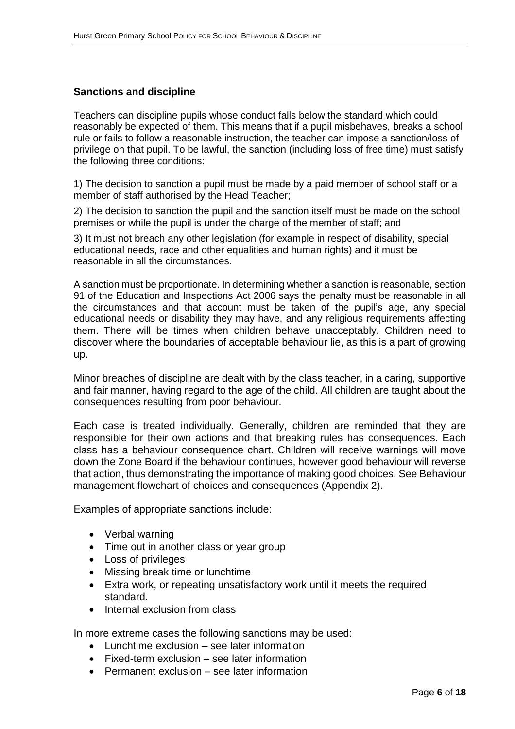## Sanctions and discipline

Teachers can discipline pupils whose conduct falls below the standard which could reasonably be expected of them. This means that if a pupil misbehaves, breaks a school rule or fails to follow a reasonable instruction, the teacher can impose a sanction/loss of privilege on that pupil. To be lawful, the sanction (including loss of free time) must satisfy the following three conditions:

1) The decision to sanction a pupil must be made by a paid member of school staff or a member of staff authorised by the Head Teacher;

2) The decision to sanction the pupil and the sanction itself must be made on the school premises or while the pupil is under the charge of the member of staff; and

3) It must not breach any other legislation (for example in respect of disability, special educational needs, race and other equalities and human rights) and it must be reasonable in all the circumstances.

A sanction must be proportionate. In determining whether a sanction is reasonable, section 91 of the Education and Inspections Act 2006 says the penalty must be reasonable in all the circumstances and that account must be taken of the pupil's age, any special educational needs or disability they may have, and any religious requirements affecting them. There will be times when children behave unacceptably. Children need to discover where the boundaries of acceptable behaviour lie, as this is a part of growing up.

Minor breaches of discipline are dealt with by the class teacher, in a caring, supportive and fair manner, having regard to the age of the child. All children are taught about the consequences resulting from poor behaviour.

Each case is treated individually. Generally, children are reminded that they are responsible for their own actions and that breaking rules has consequences. Each class has a behaviour consequence chart. Children will receive warnings will move down the Zone Board if the behaviour continues, however good behaviour will reverse that action, thus demonstrating the importance of making good choices. See Behaviour management flowchart of choices and consequences (Appendix 2).

Examples of appropriate sanctions include:

- Verbal warning
- Time out in another class or year group
- Loss of privileges
- Missing break time or lunchtime
- Extra work, or repeating unsatisfactory work until it meets the required standard.
- Internal exclusion from class

In more extreme cases the following sanctions may be used:

- Lunchtime exclusion – see later information
- Fixed-term exclusion – see later information
- Permanent exclusion – see later information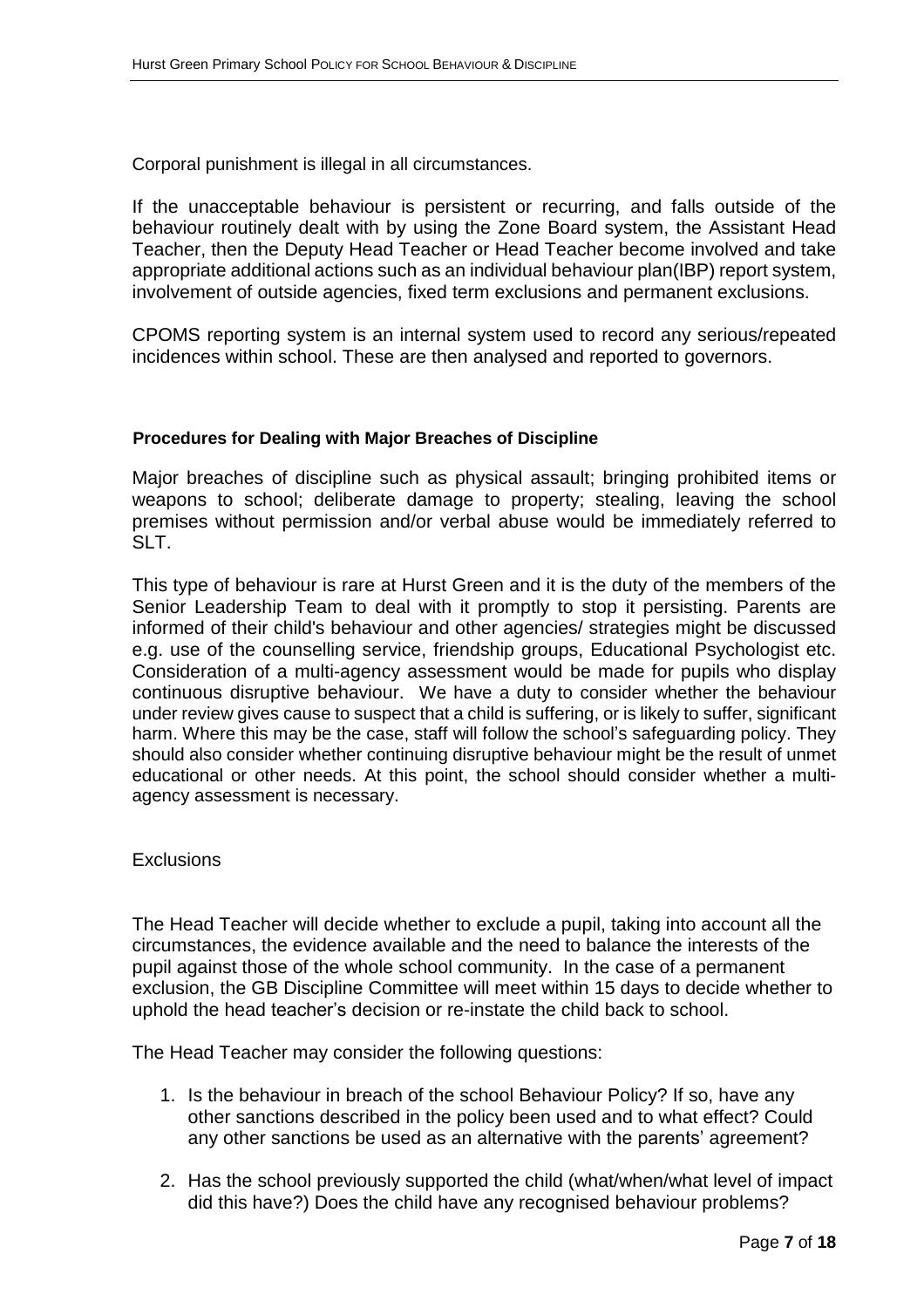Corporal punishment is illegal in all circumstances.

If the unacceptable behaviour is persistent or recurring, and falls outside of the behaviour routinely dealt with by using the Zone Board system, the Assistant Head Teacher, then the Deputy Head Teacher or Head Teacher become involved and take appropriate additional actions such as an individual behaviour plan(IBP) report system, involvement of outside agencies, fixed term exclusions and permanent exclusions.

CPOMS reporting system is an internal system used to record any serious/repeated incidences within school. These are then analysed and reported to governors.

**Procedures for Dealing with Major Breaches of Discipline**

Major breaches of discipline such as physical assault; bringing prohibited items or weapons to school; deliberate damage to property; stealing, leaving the school premises without permission and/or verbal abuse would be immediately referred to SLT.

This type of behaviour is rare at Hurst Green and it is the duty of the members of the Senior Leadership Team to deal with it promptly to stop it persisting. Parents are informed of their child's behaviour and other agencies/ strategies might be discussed e.g. use of the counselling service, friendship groups, Educational Psychologist etc. Consideration of a multi-agency assessment would be made for pupils who display continuous disruptive behaviour. We have a duty to consider whether the behaviour under review gives cause to suspect that a child is suffering, or is likely to suffer, significant harm. Where this may be the case, staff will follow the school's safeguarding policy. They should also consider whether continuing disruptive behaviour might be the result of unmet educational or other needs. At this point, the school should consider whether a multi-agency assessment is necessary.

Exclusions

The Head Teacher will decide whether to exclude a pupil, taking into account all the circumstances, the evidence available and the need to balance the interests of the pupil against those of the whole school community. In the case of a permanent exclusion, the GB Discipline Committee will meet within 15 days to decide whether to uphold the head teacher's decision or re-instate the child back to school.

The Head Teacher may consider the following questions:

1. Is the behaviour in breach of the school Behaviour Policy? If so, have any other sanctions described in the policy been used and to what effect? Could any other sanctions be used as an alternative with the parents' agreement?

2. Has the school previously supported the child (what/when/what level of impact did this have?) Does the child have any recognised behaviour problems?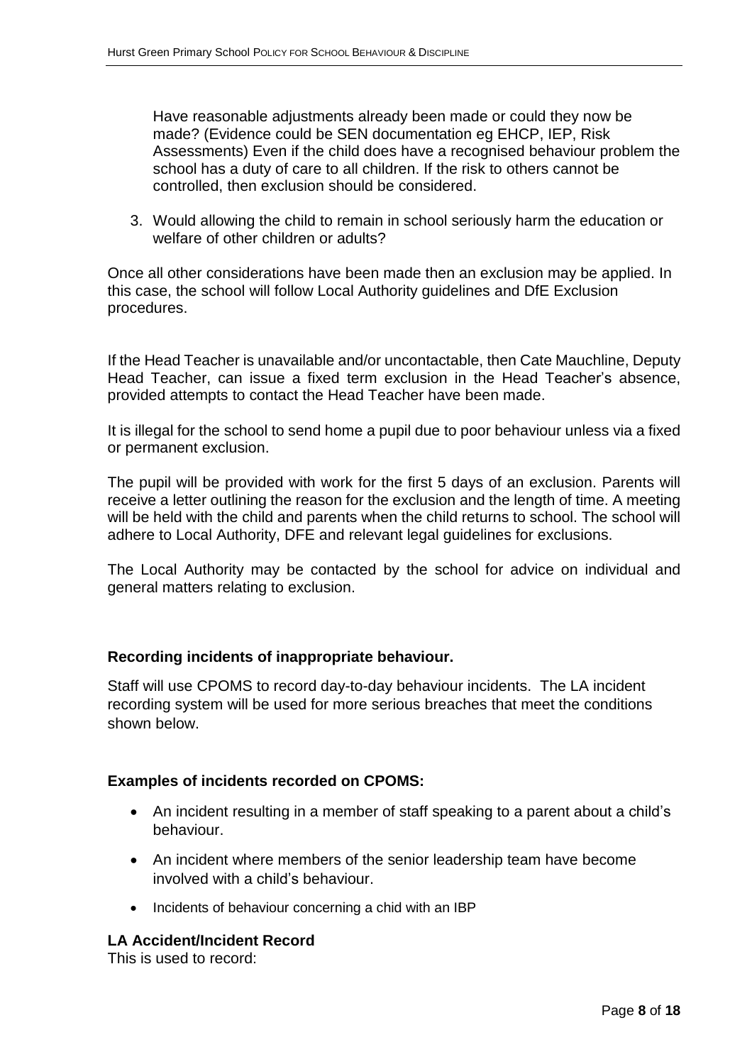Have reasonable adjustments already been made or could they now be made? (Evidence could be SEN documentation eg EHCP, IEP, Risk Assessments) Even if the child does have a recognised behaviour problem the school has a duty of care to all children. If the risk to others cannot be controlled, then exclusion should be considered.

3. Would allowing the child to remain in school seriously harm the education or welfare of other children or adults?

Once all other considerations have been made then an exclusion may be applied. In this case, the school will follow Local Authority guidelines and DfE Exclusion procedures.

If the Head Teacher is unavailable and/or uncontactable, then Cate Mauchline, Deputy Head Teacher, can issue a fixed term exclusion in the Head Teacher's absence, provided attempts to contact the Head Teacher have been made.

It is illegal for the school to send home a pupil due to poor behaviour unless via a fixed or permanent exclusion.

The pupil will be provided with work for the first 5 days of an exclusion. Parents will receive a letter outlining the reason for the exclusion and the length of time. A meeting will be held with the child and parents when the child returns to school. The school will adhere to Local Authority, DFE and relevant legal guidelines for exclusions.

The Local Authority may be contacted by the school for advice on individual and general matters relating to exclusion.

**Recording incidents of inappropriate behaviour.**

Staff will use CPOMS to record day-to-day behaviour incidents. The LA incident recording system will be used for more serious breaches that meet the conditions shown below.

**Examples of incidents recorded on CPOMS:**

- An incident resulting in a member of staff speaking to a parent about a child's behaviour.
- An incident where members of the senior leadership team have become involved with a child's behaviour.
- Incidents of behaviour concerning a chid with an IBP

**LA Accident/Incident Record**

This is used to record: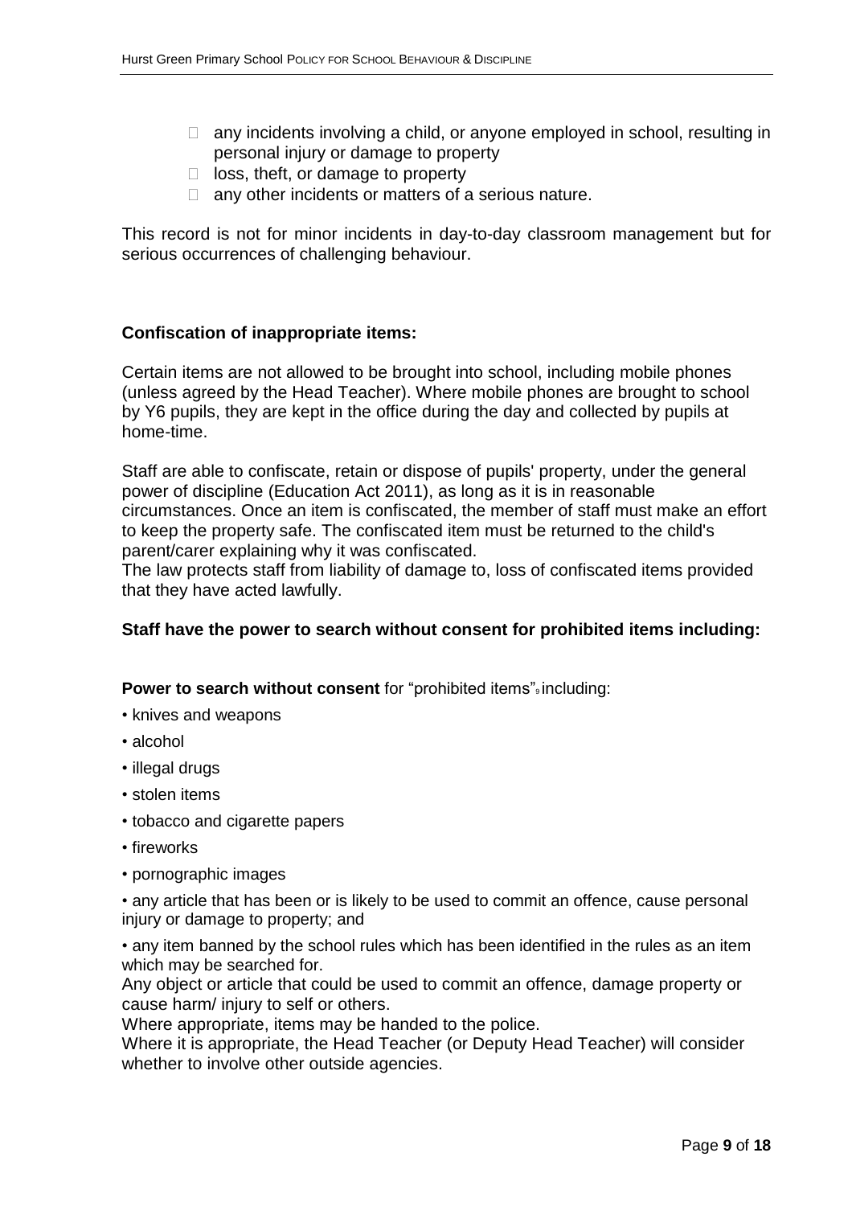- any incidents involving a child, or anyone employed in school, resulting in personal injury or damage to property
- loss, theft, or damage to property
- any other incidents or matters of a serious nature.

This record is not for minor incidents in day-to-day classroom management but for serious occurrences of challenging behaviour.

**Confiscation of inappropriate items:**

Certain items are not allowed to be brought into school, including mobile phones (unless agreed by the Head Teacher). Where mobile phones are brought to school by Y6 pupils, they are kept in the office during the day and collected by pupils at home-time.

Staff are able to confiscate, retain or dispose of pupils' property, under the general power of discipline (Education Act 2011), as long as it is in reasonable circumstances. Once an item is confiscated, the member of staff must make an effort to keep the property safe. The confiscated item must be returned to the child's parent/carer explaining why it was confiscated.

The law protects staff from liability of damage to, loss of confiscated items provided that they have acted lawfully.

**Staff have the power to search without consent for prohibited items including:**

**Power to search without consent** for "prohibited items"[9] including:

- knives and weapons
- alcohol
- illegal drugs
- stolen items
- tobacco and cigarette papers
- fireworks
- pornographic images
- any article that has been or is likely to be used to commit an offence, cause personal injury or damage to property; and
- any item banned by the school rules which has been identified in the rules as an item which may be searched for.

Any object or article that could be used to commit an offence, damage property or cause harm/ injury to self or others.

Where appropriate, items may be handed to the police.

Where it is appropriate, the Head Teacher (or Deputy Head Teacher) will consider whether to involve other outside agencies.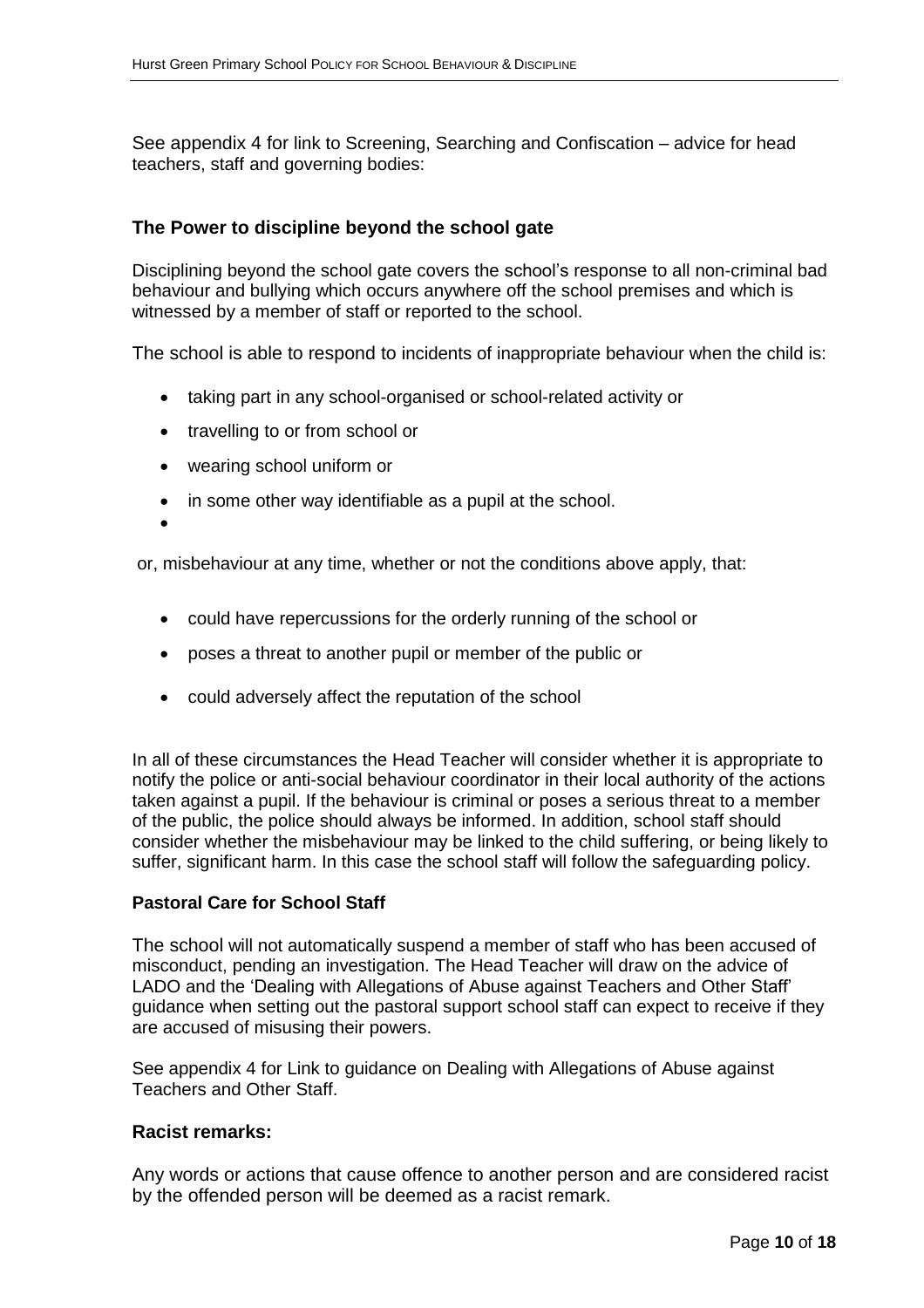See appendix 4 for link to Screening, Searching and Confiscation – advice for head teachers, staff and governing bodies:

### The Power to discipline beyond the school gate

Disciplining beyond the school gate covers the school's response to all non-criminal bad behaviour and bullying which occurs anywhere off the school premises and which is witnessed by a member of staff or reported to the school.

The school is able to respond to incidents of inappropriate behaviour when the child is:

- taking part in any school-organised or school-related activity or
- travelling to or from school or
- wearing school uniform or
- in some other way identifiable as a pupil at the school.

or, misbehaviour at any time, whether or not the conditions above apply, that:

- could have repercussions for the orderly running of the school or
- poses a threat to another pupil or member of the public or
- could adversely affect the reputation of the school

In all of these circumstances the Head Teacher will consider whether it is appropriate to notify the police or anti-social behaviour coordinator in their local authority of the actions taken against a pupil. If the behaviour is criminal or poses a serious threat to a member of the public, the police should always be informed. In addition, school staff should consider whether the misbehaviour may be linked to the child suffering, or being likely to suffer, significant harm. In this case the school staff will follow the safeguarding policy.

### Pastoral Care for School Staff

The school will not automatically suspend a member of staff who has been accused of misconduct, pending an investigation. The Head Teacher will draw on the advice of LADO and the 'Dealing with Allegations of Abuse against Teachers and Other Staff' guidance when setting out the pastoral support school staff can expect to receive if they are accused of misusing their powers.

See appendix 4 for Link to guidance on Dealing with Allegations of Abuse against Teachers and Other Staff.

### Racist remarks:

Any words or actions that cause offence to another person and are considered racist by the offended person will be deemed as a racist remark.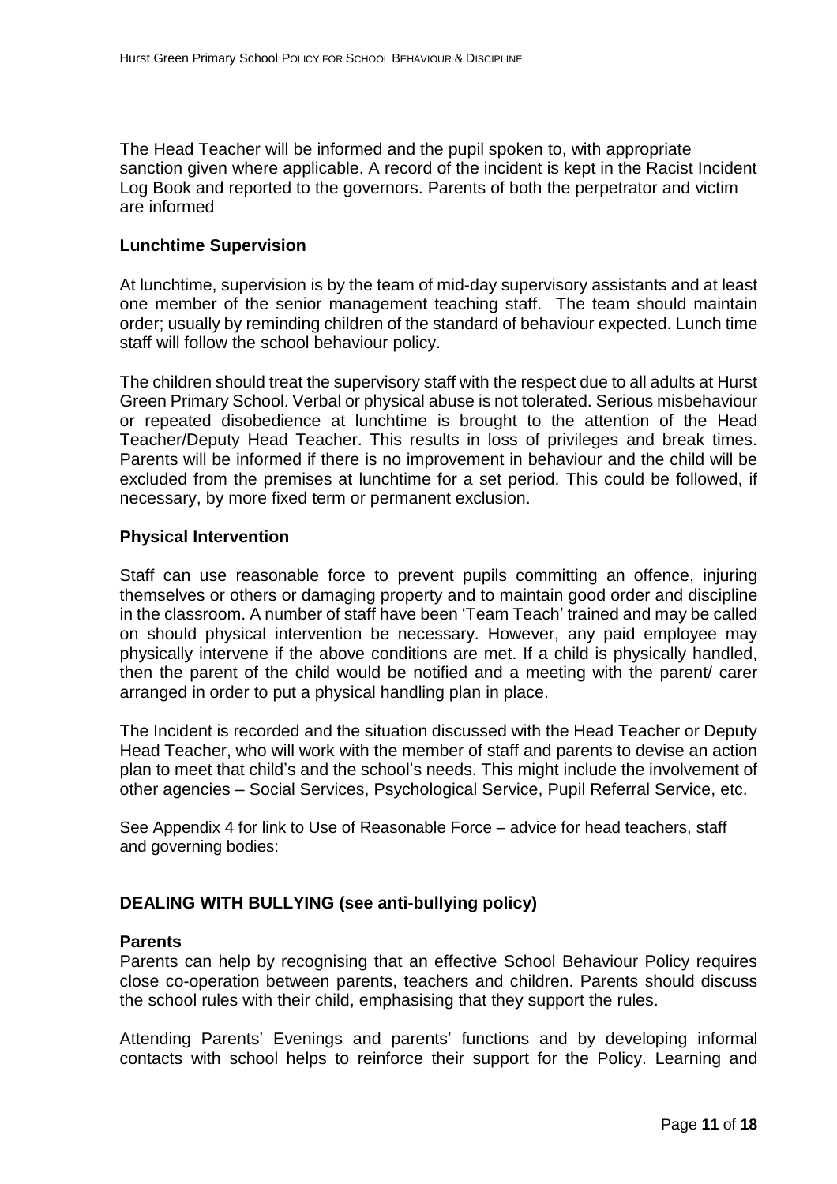The Head Teacher will be informed and the pupil spoken to, with appropriate sanction given where applicable. A record of the incident is kept in the Racist Incident Log Book and reported to the governors. Parents of both the perpetrator and victim are informed

### Lunchtime Supervision

At lunchtime, supervision is by the team of mid-day supervisory assistants and at least one member of the senior management teaching staff. The team should maintain order; usually by reminding children of the standard of behaviour expected. Lunch time staff will follow the school behaviour policy.

The children should treat the supervisory staff with the respect due to all adults at Hurst Green Primary School. Verbal or physical abuse is not tolerated. Serious misbehaviour or repeated disobedience at lunchtime is brought to the attention of the Head Teacher/Deputy Head Teacher. This results in loss of privileges and break times. Parents will be informed if there is no improvement in behaviour and the child will be excluded from the premises at lunchtime for a set period. This could be followed, if necessary, by more fixed term or permanent exclusion.

### Physical Intervention

Staff can use reasonable force to prevent pupils committing an offence, injuring themselves or others or damaging property and to maintain good order and discipline in the classroom. A number of staff have been 'Team Teach' trained and may be called on should physical intervention be necessary. However, any paid employee may physically intervene if the above conditions are met. If a child is physically handled, then the parent of the child would be notified and a meeting with the parent/ carer arranged in order to put a physical handling plan in place.

The Incident is recorded and the situation discussed with the Head Teacher or Deputy Head Teacher, who will work with the member of staff and parents to devise an action plan to meet that child's and the school's needs. This might include the involvement of other agencies – Social Services, Psychological Service, Pupil Referral Service, etc.

See Appendix 4 for link to Use of Reasonable Force – advice for head teachers, staff and governing bodies:

## DEALING WITH BULLYING (see anti-bullying policy)

### Parents

Parents can help by recognising that an effective School Behaviour Policy requires close co-operation between parents, teachers and children. Parents should discuss the school rules with their child, emphasising that they support the rules.

Attending Parents' Evenings and parents' functions and by developing informal contacts with school helps to reinforce their support for the Policy. Learning and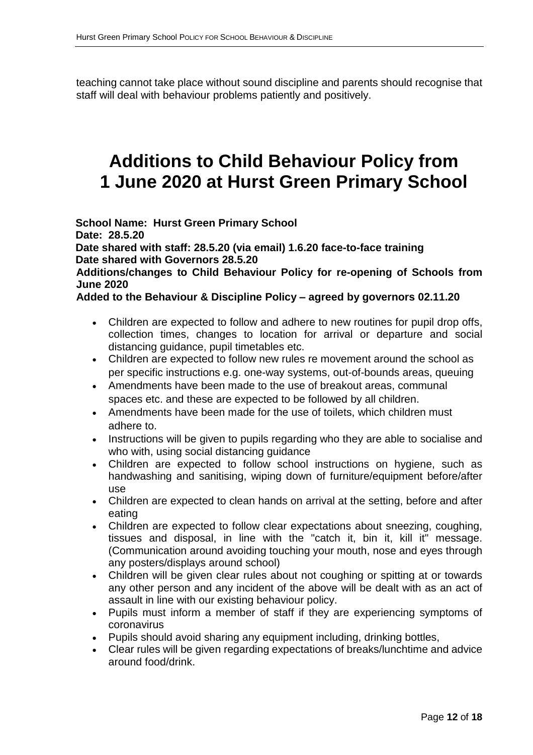teaching cannot take place without sound discipline and parents should recognise that staff will deal with behaviour problems patiently and positively.

# Additions to Child Behaviour Policy from 1 June 2020 at Hurst Green Primary School

**School Name: Hurst Green Primary School**
**Date: 28.5.20**
**Date shared with staff: 28.5.20 (via email) 1.6.20 face-to-face training**
**Date shared with Governors 28.5.20**
**Additions/changes to Child Behaviour Policy for re-opening of Schools from June 2020**
**Added to the Behaviour & Discipline Policy – agreed by governors 02.11.20**

- Children are expected to follow and adhere to new routines for pupil drop offs, collection times, changes to location for arrival or departure and social distancing guidance, pupil timetables etc.
- Children are expected to follow new rules re movement around the school as per specific instructions e.g. one-way systems, out-of-bounds areas, queuing
- Amendments have been made to the use of breakout areas, communal spaces etc. and these are expected to be followed by all children.
- Amendments have been made for the use of toilets, which children must adhere to.
- Instructions will be given to pupils regarding who they are able to socialise and who with, using social distancing guidance
- Children are expected to follow school instructions on hygiene, such as handwashing and sanitising, wiping down of furniture/equipment before/after use
- Children are expected to clean hands on arrival at the setting, before and after eating
- Children are expected to follow clear expectations about sneezing, coughing, tissues and disposal, in line with the "catch it, bin it, kill it" message. (Communication around avoiding touching your mouth, nose and eyes through any posters/displays around school)
- Children will be given clear rules about not coughing or spitting at or towards any other person and any incident of the above will be dealt with as an act of assault in line with our existing behaviour policy.
- Pupils must inform a member of staff if they are experiencing symptoms of coronavirus
- Pupils should avoid sharing any equipment including, drinking bottles,
- Clear rules will be given regarding expectations of breaks/lunchtime and advice around food/drink.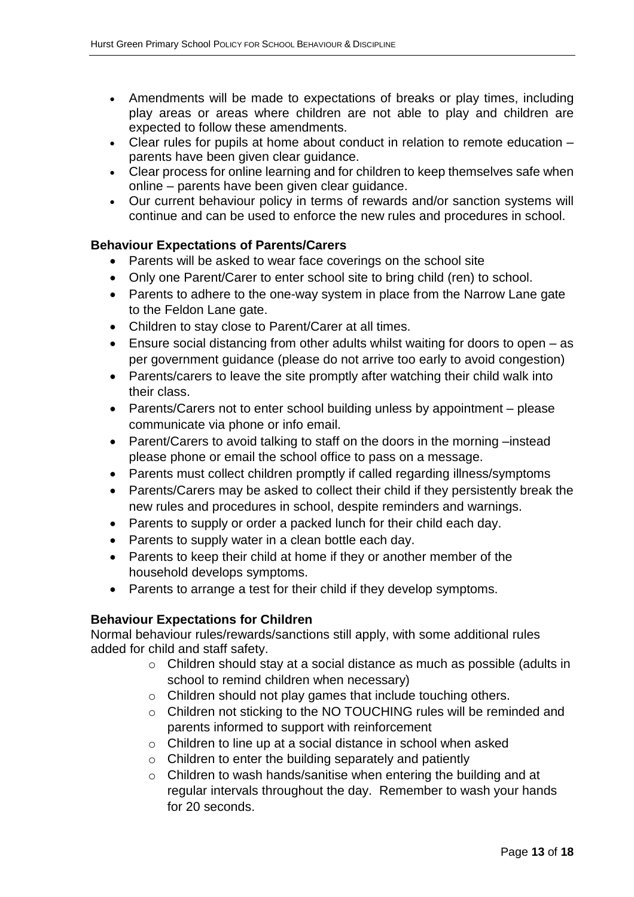- Amendments will be made to expectations of breaks or play times, including play areas or areas where children are not able to play and children are expected to follow these amendments.
- Clear rules for pupils at home about conduct in relation to remote education – parents have been given clear guidance.
- Clear process for online learning and for children to keep themselves safe when online – parents have been given clear guidance.
- Our current behaviour policy in terms of rewards and/or sanction systems will continue and can be used to enforce the new rules and procedures in school.

**Behaviour Expectations of Parents/Carers**

- Parents will be asked to wear face coverings on the school site
- Only one Parent/Carer to enter school site to bring child (ren) to school.
- Parents to adhere to the one-way system in place from the Narrow Lane gate to the Feldon Lane gate.
- Children to stay close to Parent/Carer at all times.
- Ensure social distancing from other adults whilst waiting for doors to open – as per government guidance (please do not arrive too early to avoid congestion)
- Parents/carers to leave the site promptly after watching their child walk into their class.
- Parents/Carers not to enter school building unless by appointment – please communicate via phone or info email.
- Parent/Carers to avoid talking to staff on the doors in the morning –instead please phone or email the school office to pass on a message.
- Parents must collect children promptly if called regarding illness/symptoms
- Parents/Carers may be asked to collect their child if they persistently break the new rules and procedures in school, despite reminders and warnings.
- Parents to supply or order a packed lunch for their child each day.
- Parents to supply water in a clean bottle each day.
- Parents to keep their child at home if they or another member of the household develops symptoms.
- Parents to arrange a test for their child if they develop symptoms.

**Behaviour Expectations for Children**

Normal behaviour rules/rewards/sanctions still apply, with some additional rules added for child and staff safety.

- Children should stay at a social distance as much as possible (adults in school to remind children when necessary)
- Children should not play games that include touching others.
- Children not sticking to the NO TOUCHING rules will be reminded and parents informed to support with reinforcement
- Children to line up at a social distance in school when asked
- Children to enter the building separately and patiently
- Children to wash hands/sanitise when entering the building and at regular intervals throughout the day. Remember to wash your hands for 20 seconds.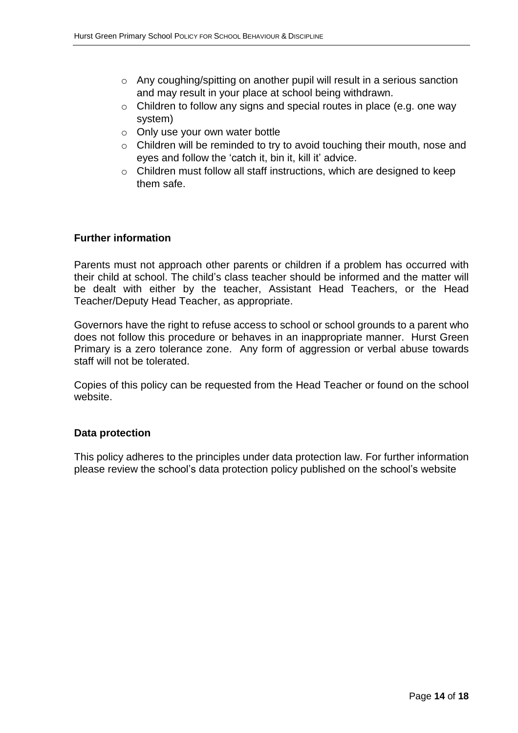- Any coughing/spitting on another pupil will result in a serious sanction and may result in your place at school being withdrawn.
- Children to follow any signs and special routes in place (e.g. one way system)
- Only use your own water bottle
- Children will be reminded to try to avoid touching their mouth, nose and eyes and follow the 'catch it, bin it, kill it' advice.
- Children must follow all staff instructions, which are designed to keep them safe.

**Further information**

Parents must not approach other parents or children if a problem has occurred with their child at school. The child's class teacher should be informed and the matter will be dealt with either by the teacher, Assistant Head Teachers, or the Head Teacher/Deputy Head Teacher, as appropriate.

Governors have the right to refuse access to school or school grounds to a parent who does not follow this procedure or behaves in an inappropriate manner. Hurst Green Primary is a zero tolerance zone. Any form of aggression or verbal abuse towards staff will not be tolerated.

Copies of this policy can be requested from the Head Teacher or found on the school website.

**Data protection**

This policy adheres to the principles under data protection law. For further information please review the school's data protection policy published on the school's website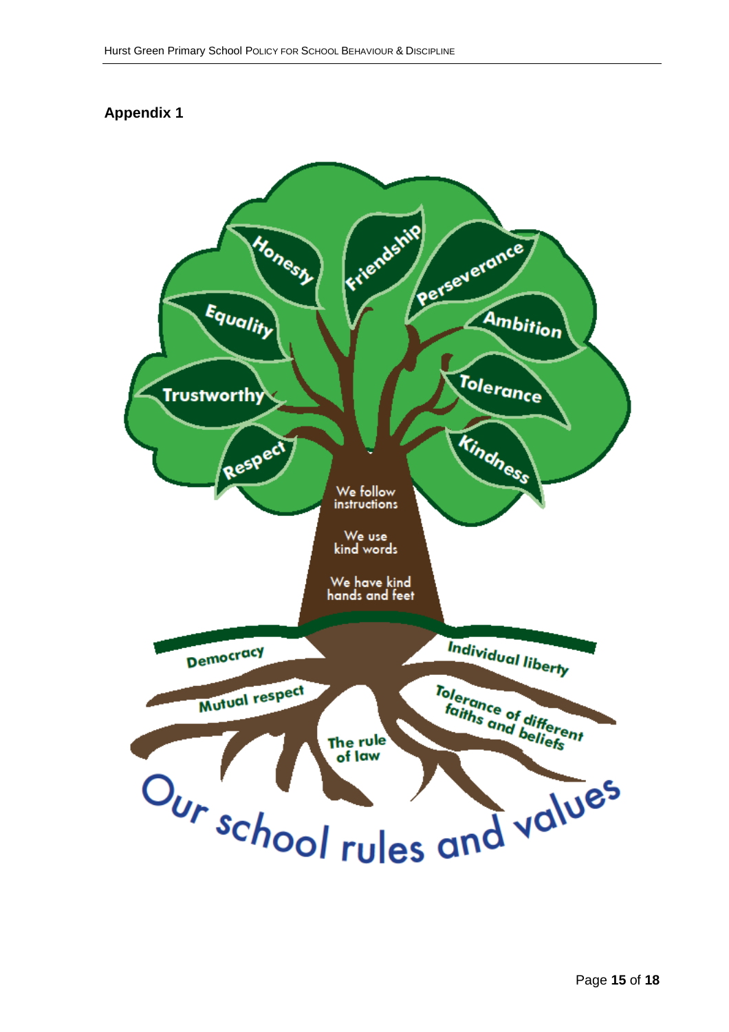## Appendix 1

Honesty

Friendship

Perseverance

Equality

Ambition

Trustworthy

Tolerance

Respect

Kindness

We follow instructions

We use kind words

We have kind hands and feet

Democracy

Individual liberty

Mutual respect

Tolerance of different faiths and beliefs

The rule of law

Our school rules and values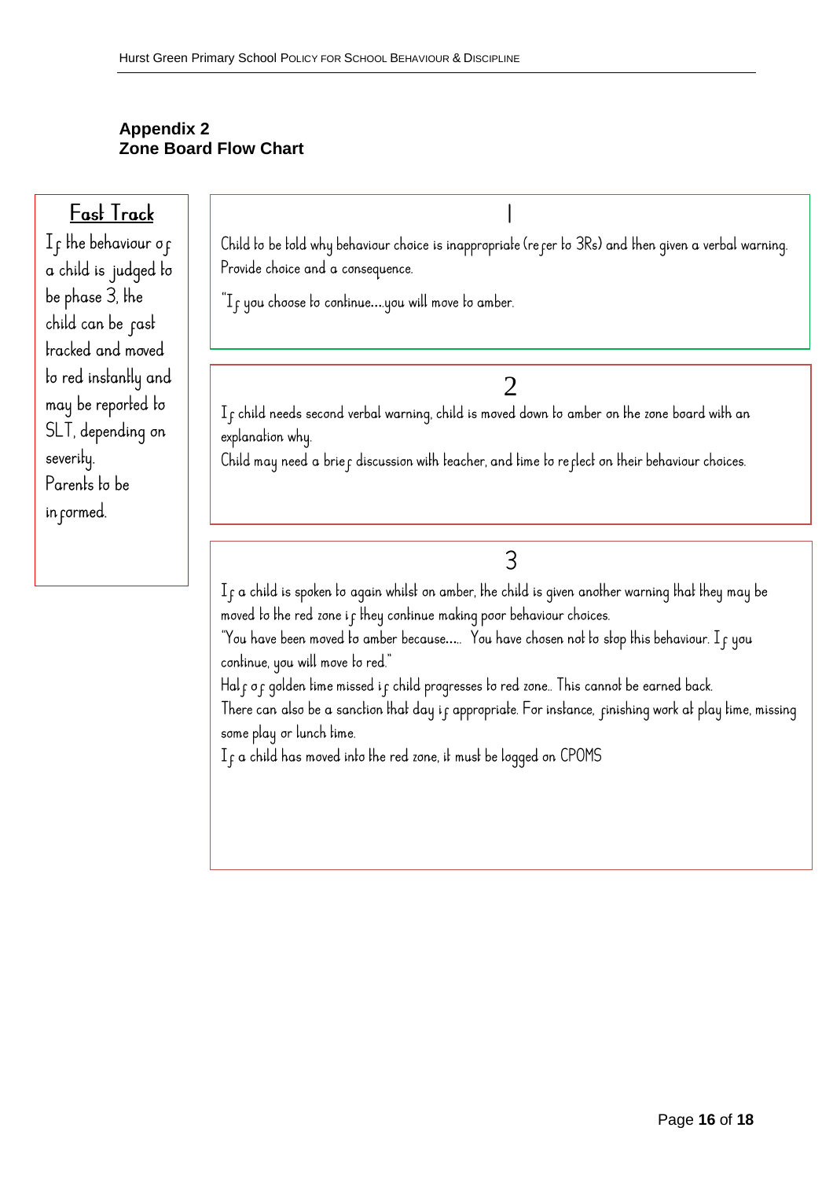## Appendix 2
## Zone Board Flow Chart

**Fast Track**

If the behaviour of a child is judged to be phase 3, the child can be fast tracked and moved to red instantly and may be reported to SLT, depending on severity.
Parents to be informed.

### 1

Child to be told why behaviour choice is inappropriate (refer to 3Rs) and then given a verbal warning. Provide choice and a consequence.

"If you choose to continue….you will move to amber.

### 2

If child needs second verbal warning, child is moved down to amber on the zone board with an explanation why.
Child may need a brief discussion with teacher, and time to reflect on their behaviour choices.

### 3

If a child is spoken to again whilst on amber, the child is given another warning that they may be moved to the red zone if they continue making poor behaviour choices.
"You have been moved to amber because…. You have chosen not to stop this behaviour. If you continue, you will move to red."
Half of golden time missed if child progresses to red zone.. This cannot be earned back.
There can also be a sanction that day if appropriate. For instance, finishing work at play time, missing some play or lunch time.
If a child has moved into the red zone, it must be logged on CPOMS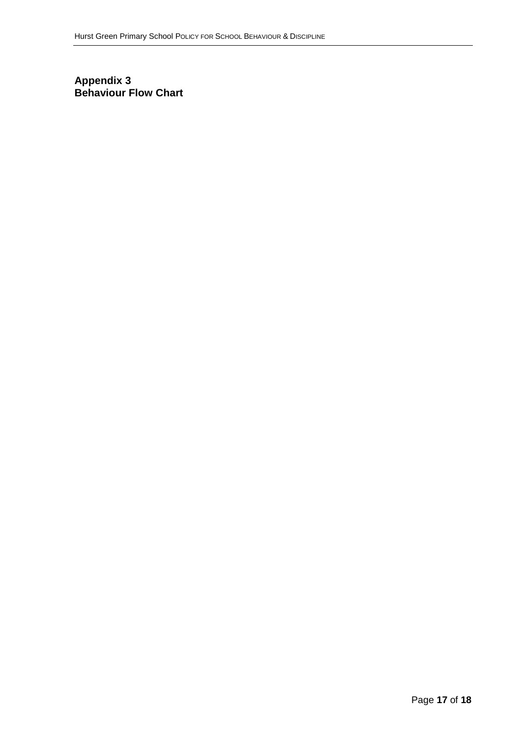**Appendix 3**
**Behaviour Flow Chart**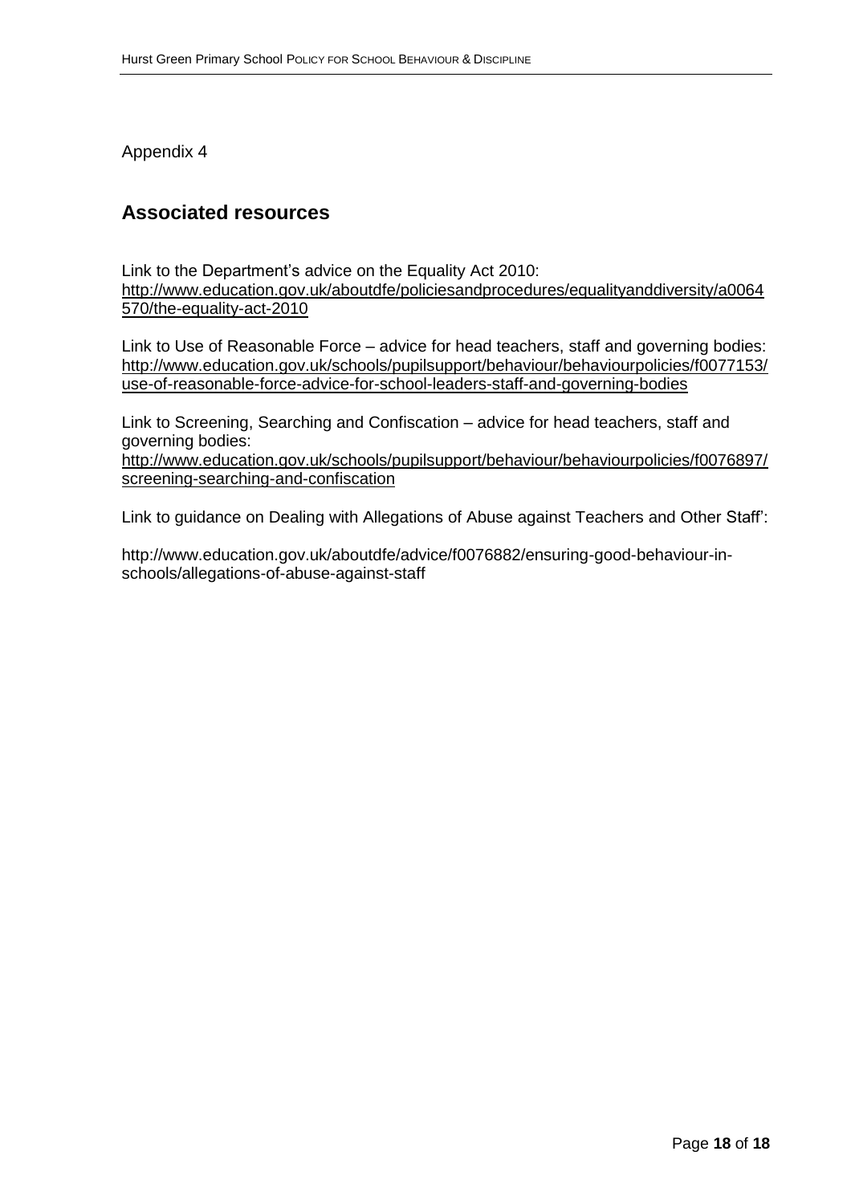Appendix 4

## Associated resources

Link to the Department's advice on the Equality Act 2010:
http://www.education.gov.uk/aboutdfe/policiesandprocedures/equalityanddiversity/a0064570/the-equality-act-2010

Link to Use of Reasonable Force – advice for head teachers, staff and governing bodies:
http://www.education.gov.uk/schools/pupilsupport/behaviour/behaviourpolicies/f0077153/use-of-reasonable-force-advice-for-school-leaders-staff-and-governing-bodies

Link to Screening, Searching and Confiscation – advice for head teachers, staff and governing bodies:
http://www.education.gov.uk/schools/pupilsupport/behaviour/behaviourpolicies/f0076897/screening-searching-and-confiscation

Link to guidance on Dealing with Allegations of Abuse against Teachers and Other Staff':

http://www.education.gov.uk/aboutdfe/advice/f0076882/ensuring-good-behaviour-in-schools/allegations-of-abuse-against-staff